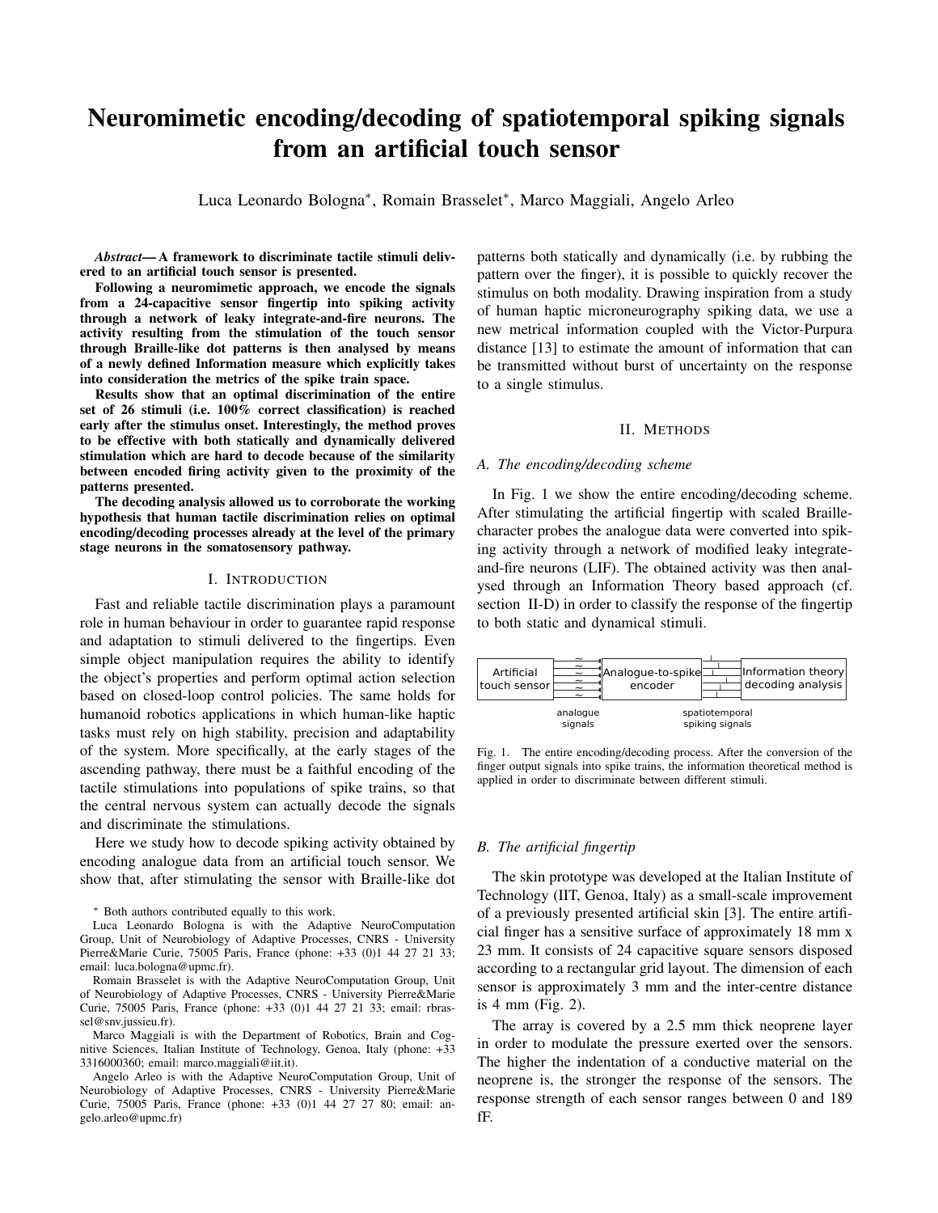# Neuromimetic encoding/decoding of spatiotemporal spiking signals from an artificial touch sensor

Luca Leonardo Bologna*, Romain Brasselet*, Marco Maggiali, Angelo Arleo

***Abstract*— A framework to discriminate tactile stimuli delivered to an artificial touch sensor is presented.**

**Following a neuromimetic approach, we encode the signals from a 24-capacitive sensor fingertip into spiking activity through a network of leaky integrate-and-fire neurons. The activity resulting from the stimulation of the touch sensor through Braille-like dot patterns is then analysed by means of a newly defined Information measure which explicitly takes into consideration the metrics of the spike train space.**

**Results show that an optimal discrimination of the entire set of 26 stimuli (i.e. 100% correct classification) is reached early after the stimulus onset. Interestingly, the method proves to be effective with both statically and dynamically delivered stimulation which are hard to decode because of the similarity between encoded firing activity given to the proximity of the patterns presented.**

**The decoding analysis allowed us to corroborate the working hypothesis that human tactile discrimination relies on optimal encoding/decoding processes already at the level of the primary stage neurons in the somatosensory pathway.**

## I. Introduction

Fast and reliable tactile discrimination plays a paramount role in human behaviour in order to guarantee rapid response and adaptation to stimuli delivered to the fingertips. Even simple object manipulation requires the ability to identify the object's properties and perform optimal action selection based on closed-loop control policies. The same holds for humanoid robotics applications in which human-like haptic tasks must rely on high stability, precision and adaptability of the system. More specifically, at the early stages of the ascending pathway, there must be a faithful encoding of the tactile stimulations into populations of spike trains, so that the central nervous system can actually decode the signals and discriminate the stimulations.

Here we study how to decode spiking activity obtained by encoding analogue data from an artificial touch sensor. We show that, after stimulating the sensor with Braille-like dot patterns both statically and dynamically (i.e. by rubbing the pattern over the finger), it is possible to quickly recover the stimulus on both modality. Drawing inspiration from a study of human haptic microneurography spiking data, we use a new metrical information coupled with the Victor-Purpura distance [13] to estimate the amount of information that can be transmitted without burst of uncertainty on the response to a single stimulus.

## II. Methods

### A. The encoding/decoding scheme

In Fig. 1 we show the entire encoding/decoding scheme. After stimulating the artificial fingertip with scaled Braille-character probes the analogue data were converted into spiking activity through a network of modified leaky integrate-and-fire neurons (LIF). The obtained activity was then analysed through an Information Theory based approach (cf. section II-D) in order to classify the response of the fingertip to both static and dynamical stimuli.

Artificial touch sensor → (analogue signals) → Analogue-to-spike encoder → (spatiotemporal spiking signals) → Information theory decoding analysis

Fig. 1. The entire encoding/decoding process. After the conversion of the finger output signals into spike trains, the information theoretical method is applied in order to discriminate between different stimuli.

### B. The artificial fingertip

The skin prototype was developed at the Italian Institute of Technology (IIT, Genoa, Italy) as a small-scale improvement of a previously presented artificial skin [3]. The entire artificial finger has a sensitive surface of approximately 18 mm x 23 mm. It consists of 24 capacitive square sensors disposed according to a rectangular grid layout. The dimension of each sensor is approximately 3 mm and the inter-centre distance is 4 mm (Fig. 2).

The array is covered by a 2.5 mm thick neoprene layer in order to modulate the pressure exerted over the sensors. The higher the indentation of a conductive material on the neoprene is, the stronger the response of the sensors. The response strength of each sensor ranges between 0 and 189 fF.

---

* Both authors contributed equally to this work.

Luca Leonardo Bologna is with the Adaptive NeuroComputation Group, Unit of Neurobiology of Adaptive Processes, CNRS - University Pierre&Marie Curie, 75005 Paris, France (phone: +33 (0)1 44 27 21 33; email: luca.bologna@upmc.fr).

Romain Brasselet is with the Adaptive NeuroComputation Group, Unit of Neurobiology of Adaptive Processes, CNRS - University Pierre&Marie Curie, 75005 Paris, France (phone: +33 (0)1 44 27 21 33; email: rbrassel@snv.jussieu.fr).

Marco Maggiali is with the Department of Robotics, Brain and Cognitive Sciences, Italian Institute of Technology, Genoa, Italy (phone: +33 3316000360; email: marco.maggiali@iit.it).

Angelo Arleo is with the Adaptive NeuroComputation Group, Unit of Neurobiology of Adaptive Processes, CNRS - University Pierre&Marie Curie, 75005 Paris, France (phone: +33 (0)1 44 27 27 80; email: angelo.arleo@upmc.fr)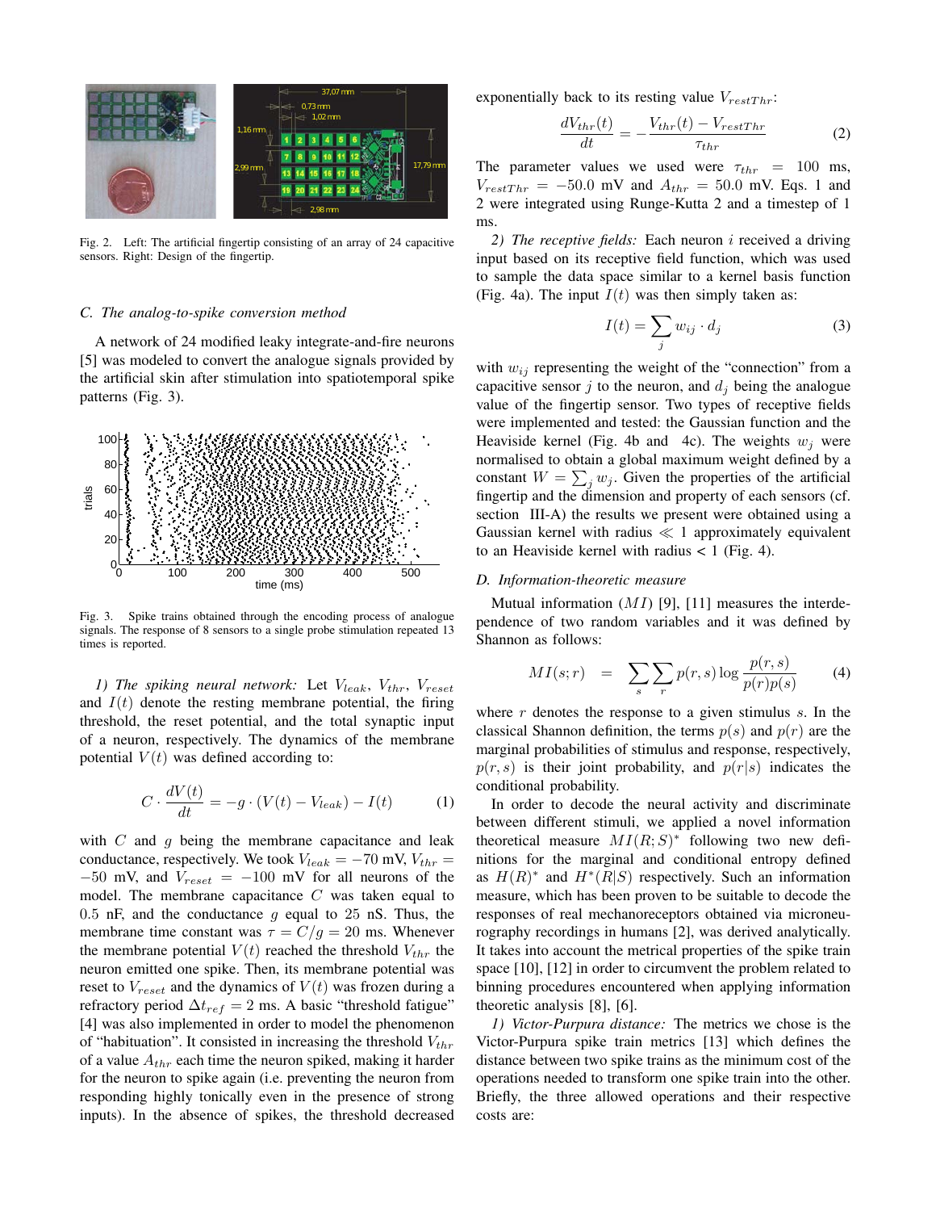Fig. 2. Left: The artificial fingertip consisting of an array of 24 capacitive sensors. Right: Design of the fingertip.

### C. The analog-to-spike conversion method

A network of 24 modified leaky integrate-and-fire neurons [5] was modeled to convert the analogue signals provided by the artificial skin after stimulation into spatiotemporal spike patterns (Fig. 3).

Fig. 3. Spike trains obtained through the encoding process of analogue signals. The response of 8 sensors to a single probe stimulation repeated 13 times is reported.

*1) The spiking neural network:* Let $V_{leak}$, $V_{thr}$, $V_{reset}$ and $I(t)$ denote the resting membrane potential, the firing threshold, the reset potential, and the total synaptic input of a neuron, respectively. The dynamics of the membrane potential $V(t)$ was defined according to:

$$C \cdot \frac{dV(t)}{dt} = -g \cdot (V(t) - V_{leak}) - I(t) \tag{1}$$

with $C$ and $g$ being the membrane capacitance and leak conductance, respectively. We took $V_{leak} = -70$ mV, $V_{thr} = -50$ mV, and $V_{reset} = -100$ mV for all neurons of the model. The membrane capacitance $C$ was taken equal to $0.5$ nF, and the conductance $g$ equal to $25$ nS. Thus, the membrane time constant was $\tau = C/g = 20$ ms. Whenever the membrane potential $V(t)$ reached the threshold $V_{thr}$ the neuron emitted one spike. Then, its membrane potential was reset to $V_{reset}$ and the dynamics of $V(t)$ was frozen during a refractory period $\Delta t_{ref} = 2$ ms. A basic "threshold fatigue" [4] was also implemented in order to model the phenomenon of "habituation". It consisted in increasing the threshold $V_{thr}$ of a value $A_{thr}$ each time the neuron spiked, making it harder for the neuron to spike again (i.e. preventing the neuron from responding highly tonically even in the presence of strong inputs). In the absence of spikes, the threshold decreased exponentially back to its resting value $V_{restThr}$:

$$\frac{dV_{thr}(t)}{dt} = -\frac{V_{thr}(t) - V_{restThr}}{\tau_{thr}} \tag{2}$$

The parameter values we used were $\tau_{thr} = 100$ ms, $V_{restThr} = -50.0$ mV and $A_{thr} = 50.0$ mV. Eqs. 1 and 2 were integrated using Runge-Kutta 2 and a timestep of 1 ms.

*2) The receptive fields:* Each neuron $i$ received a driving input based on its receptive field function, which was used to sample the data space similar to a kernel basis function (Fig. 4a). The input $I(t)$ was then simply taken as:

$$I(t) = \sum_j w_{ij} \cdot d_j \tag{3}$$

with $w_{ij}$ representing the weight of the "connection" from a capacitive sensor $j$ to the neuron, and $d_j$ being the analogue value of the fingertip sensor. Two types of receptive fields were implemented and tested: the Gaussian function and the Heaviside kernel (Fig. 4b and 4c). The weights $w_j$ were normalised to obtain a global maximum weight defined by a constant $W = \sum_j w_j$. Given the properties of the artificial fingertip and the dimension and property of each sensors (cf. section III-A) the results we present were obtained using a Gaussian kernel with radius $\ll 1$ approximately equivalent to an Heaviside kernel with radius < 1 (Fig. 4).

### D. Information-theoretic measure

Mutual information ($MI$) [9], [11] measures the interdependence of two random variables and it was defined by Shannon as follows:

$$MI(s;r) \quad = \quad \sum_s \sum_r p(r,s) \log \frac{p(r,s)}{p(r)p(s)} \tag{4}$$

where $r$ denotes the response to a given stimulus $s$. In the classical Shannon definition, the terms $p(s)$ and $p(r)$ are the marginal probabilities of stimulus and response, respectively, $p(r,s)$ is their joint probability, and $p(r|s)$ indicates the conditional probability.

In order to decode the neural activity and discriminate between different stimuli, we applied a novel information theoretical measure $MI(R;S)^*$ following two new definitions for the marginal and conditional entropy defined as $H(R)^*$ and $H^*(R|S)$ respectively. Such an information measure, which has been proven to be suitable to decode the responses of real mechanoreceptors obtained via microneurography recordings in humans [2], was derived analytically. It takes into account the metrical properties of the spike train space [10], [12] in order to circumvent the problem related to binning procedures encountered when applying information theoretic analysis [8], [6].

*1) Victor-Purpura distance:* The metrics we chose is the Victor-Purpura spike train metrics [13] which defines the distance between two spike trains as the minimum cost of the operations needed to transform one spike train into the other. Briefly, the three allowed operations and their respective costs are: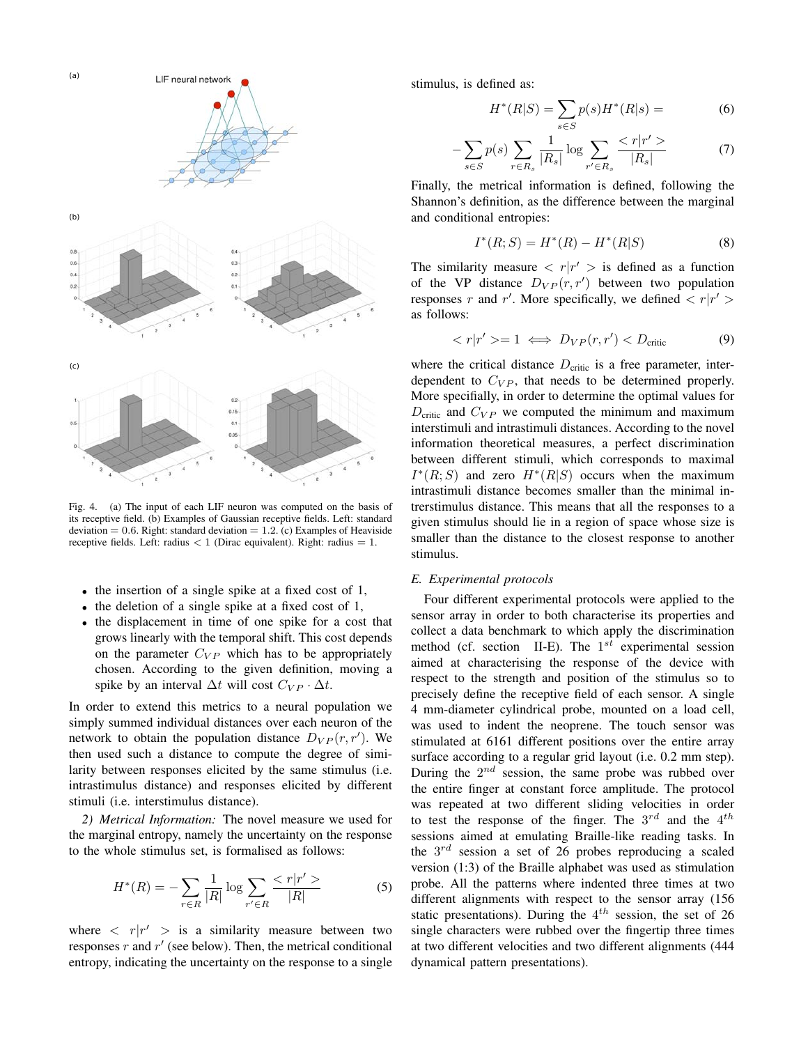Fig. 4. (a) The input of each LIF neuron was computed on the basis of its receptive field. (b) Examples of Gaussian receptive fields. Left: standard deviation = 0.6. Right: standard deviation = 1.2. (c) Examples of Heaviside receptive fields. Left: radius < 1 (Dirac equivalent). Right: radius = 1.

- the insertion of a single spike at a fixed cost of 1,
- the deletion of a single spike at a fixed cost of 1,
- the displacement in time of one spike for a cost that grows linearly with the temporal shift. This cost depends on the parameter $C_{VP}$ which has to be appropriately chosen. According to the given definition, moving a spike by an interval $\Delta t$ will cost $C_{VP} \cdot \Delta t$.

In order to extend this metrics to a neural population we simply summed individual distances over each neuron of the network to obtain the population distance $D_{VP}(r, r')$. We then used such a distance to compute the degree of similarity between responses elicited by the same stimulus (i.e. intrastimulus distance) and responses elicited by different stimuli (i.e. interstimulus distance).

*2) Metrical Information:* The novel measure we used for the marginal entropy, namely the uncertainty on the response to the whole stimulus set, is formalised as follows:

$$H^*(R) = -\sum_{r \in R} \frac{1}{|R|} \log \sum_{r' \in R} \frac{<r|r'>}{|R|} \tag{5}$$

where $<r|r'>$ is a similarity measure between two responses $r$ and $r'$ (see below). Then, the metrical conditional entropy, indicating the uncertainty on the response to a single stimulus, is defined as:

$$H^*(R|S) = \sum_{s \in S} p(s) H^*(R|s) = \tag{6}$$

$$-\sum_{s \in S} p(s) \sum_{r \in R_s} \frac{1}{|R_s|} \log \sum_{r' \in R_s} \frac{<r|r'>}{|R_s|} \tag{7}$$

Finally, the metrical information is defined, following the Shannon's definition, as the difference between the marginal and conditional entropies:

$$I^*(R; S) = H^*(R) - H^*(R|S) \tag{8}$$

The similarity measure $<r|r'>$ is defined as a function of the VP distance $D_{VP}(r, r')$ between two population responses $r$ and $r'$. More specifically, we defined $<r|r'>$ as follows:

$$<r|r'>= 1 \iff D_{VP}(r, r') < D_{\text{critic}} \tag{9}$$

where the critical distance $D_{\text{critic}}$ is a free parameter, interdependent to $C_{VP}$, that needs to be determined properly. More specifically, in order to determine the optimal values for $D_{\text{critic}}$ and $C_{VP}$ we computed the minimum and maximum interstimuli and intrastimuli distances. According to the novel information theoretical measures, a perfect discrimination between different stimuli, which corresponds to maximal $I^*(R; S)$ and zero $H^*(R|S)$ occurs when the maximum intrastimuli distance becomes smaller than the minimal interstimulus distance. This means that all the responses to a given stimulus should lie in a region of space whose size is smaller than the distance to the closest response to another stimulus.

### E. Experimental protocols

Four different experimental protocols were applied to the sensor array in order to both characterise its properties and collect a data benchmark to which apply the discrimination method (cf. section II-E). The $1^{st}$ experimental session aimed at characterising the response of the device with respect to the strength and position of the stimulus so to precisely define the receptive field of each sensor. A single 4 mm-diameter cylindrical probe, mounted on a load cell, was used to indent the neoprene. The touch sensor was stimulated at 6161 different positions over the entire array surface according to a regular grid layout (i.e. 0.2 mm step). During the $2^{nd}$ session, the same probe was rubbed over the entire finger at constant force amplitude. The protocol was repeated at two different sliding velocities in order to test the response of the finger. The $3^{rd}$ and the $4^{th}$ sessions aimed at emulating Braille-like reading tasks. In the $3^{rd}$ session a set of 26 probes reproducing a scaled version (1:3) of the Braille alphabet was used as stimulation probe. All the patterns where indented three times at two different alignments with respect to the sensor array (156 static presentations). During the $4^{th}$ session, the set of 26 single characters were rubbed over the fingertip three times at two different velocities and two different alignments (444 dynamical pattern presentations).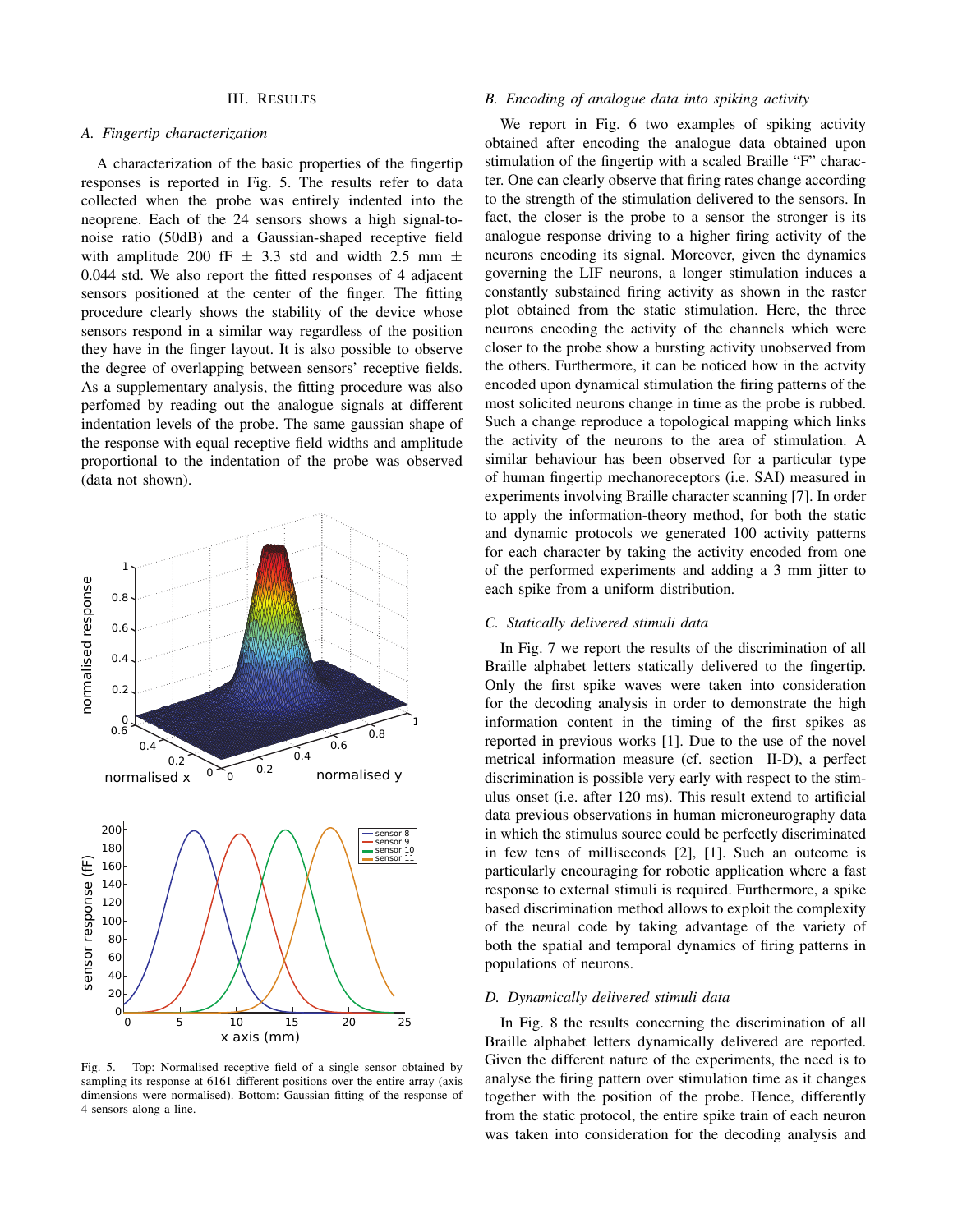## III. Results

### A. Fingertip characterization

A characterization of the basic properties of the fingertip responses is reported in Fig. 5. The results refer to data collected when the probe was entirely indented into the neoprene. Each of the 24 sensors shows a high signal-to-noise ratio (50dB) and a Gaussian-shaped receptive field with amplitude 200 fF $\pm$ 3.3 std and width 2.5 mm $\pm$ 0.044 std. We also report the fitted responses of 4 adjacent sensors positioned at the center of the finger. The fitting procedure clearly shows the stability of the device whose sensors respond in a similar way regardless of the position they have in the finger layout. It is also possible to observe the degree of overlapping between sensors' receptive fields. As a supplementary analysis, the fitting procedure was also perfomed by reading out the analogue signals at different indentation levels of the probe. The same gaussian shape of the response with equal receptive field widths and amplitude proportional to the indentation of the probe was observed (data not shown).

Fig. 5. Top: Normalised receptive field of a single sensor obtained by sampling its response at 6161 different positions over the entire array (axis dimensions were normalised). Bottom: Gaussian fitting of the response of 4 sensors along a line.

### B. Encoding of analogue data into spiking activity

We report in Fig. 6 two examples of spiking activity obtained after encoding the analogue data obtained upon stimulation of the fingertip with a scaled Braille "F" character. One can clearly observe that firing rates change according to the strength of the stimulation delivered to the sensors. In fact, the closer is the probe to a sensor the stronger is its analogue response driving to a higher firing activity of the neurons encoding its signal. Moreover, given the dynamics governing the LIF neurons, a longer stimulation induces a constantly substained firing activity as shown in the raster plot obtained from the static stimulation. Here, the three neurons encoding the activity of the channels which were closer to the probe show a bursting activity unobserved from the others. Furthermore, it can be noticed how in the actvity encoded upon dynamical stimulation the firing patterns of the most solicited neurons change in time as the probe is rubbed. Such a change reproduce a topological mapping which links the activity of the neurons to the area of stimulation. A similar behaviour has been observed for a particular type of human fingertip mechanoreceptors (i.e. SAI) measured in experiments involving Braille character scanning [7]. In order to apply the information-theory method, for both the static and dynamic protocols we generated 100 activity patterns for each character by taking the activity encoded from one of the performed experiments and adding a 3 mm jitter to each spike from a uniform distribution.

### C. Statically delivered stimuli data

In Fig. 7 we report the results of the discrimination of all Braille alphabet letters statically delivered to the fingertip. Only the first spike waves were taken into consideration for the decoding analysis in order to demonstrate the high information content in the timing of the first spikes as reported in previous works [1]. Due to the use of the novel metrical information measure (cf. section II-D), a perfect discrimination is possible very early with respect to the stimulus onset (i.e. after 120 ms). This result extend to artificial data previous observations in human microneurography data in which the stimulus source could be perfectly discriminated in few tens of milliseconds [2], [1]. Such an outcome is particularly encouraging for robotic application where a fast response to external stimuli is required. Furthermore, a spike based discrimination method allows to exploit the complexity of the neural code by taking advantage of the variety of both the spatial and temporal dynamics of firing patterns in populations of neurons.

### D. Dynamically delivered stimuli data

In Fig. 8 the results concerning the discrimination of all Braille alphabet letters dynamically delivered are reported. Given the different nature of the experiments, the need is to analyse the firing pattern over stimulation time as it changes together with the position of the probe. Hence, differently from the static protocol, the entire spike train of each neuron was taken into consideration for the decoding analysis and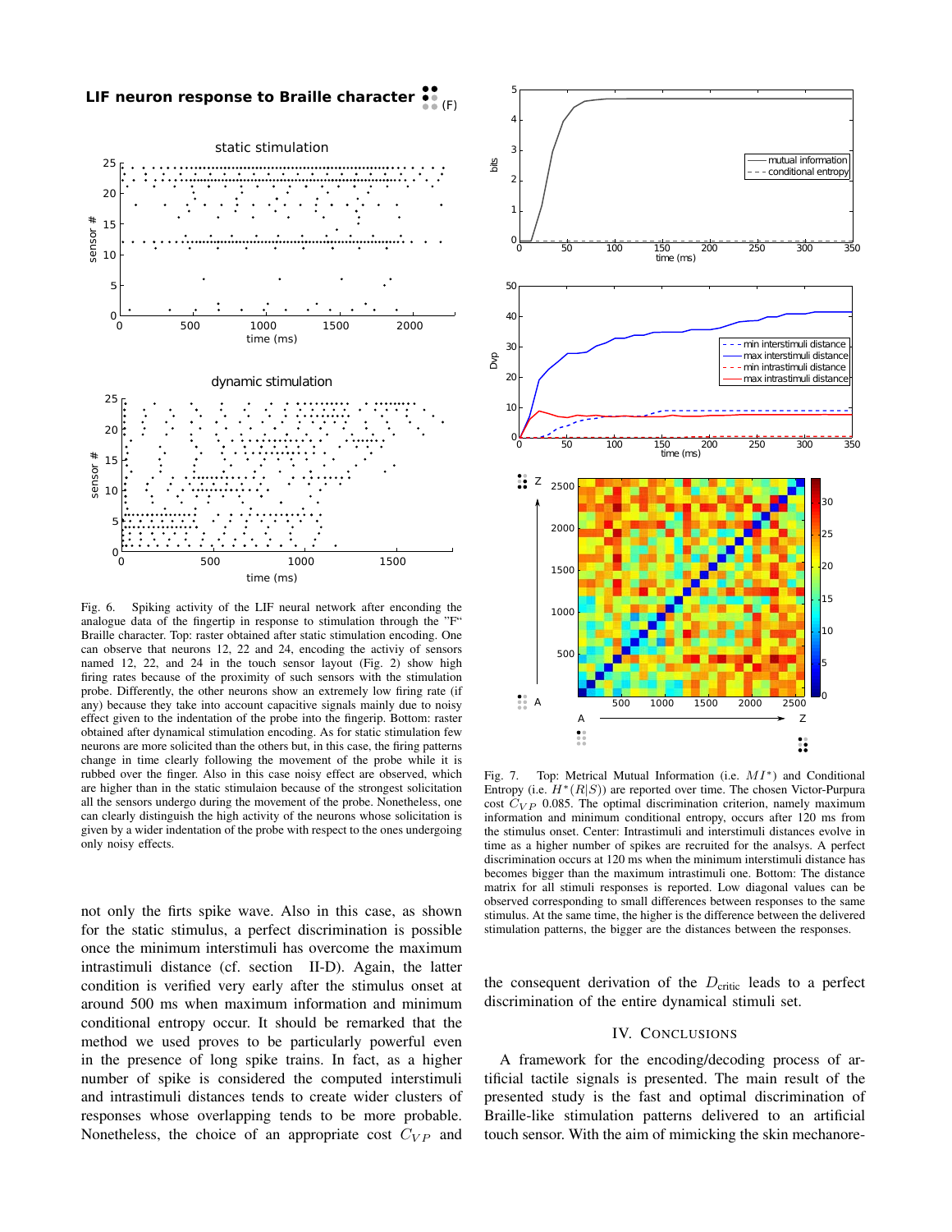Fig. 6. Spiking activity of the LIF neural network after encoding the analogue data of the fingertip in response to stimulation through the "F" Braille character. Top: raster obtained after static stimulation encoding. One can observe that neurons 12, 22 and 24, encoding the activiy of sensors named 12, 22, and 24 in the touch sensor layout (Fig. 2) show high firing rates because of the proximity of such sensors with the stimulation probe. Differently, the other neurons show an extremely low firing rate (if any) because they take into account capacitive signals mainly due to noisy effect given to the indentation of the probe into the fingertip. Bottom: raster obtained after dynamical stimulation encoding. As for static stimulation few neurons are more solicited than the others but, in this case, the firing patterns change in time clearly following the movement of the probe while it is rubbed over the finger. Also in this case noisy effect are observed, which are higher than in the static stimulaion because of the strongest solicitation all the sensors undergo during the movement of the probe. Nonetheless, one can clearly distinguish the high activity of the neurons whose solicitation is given by a wider indentation of the probe with respect to the ones undergoing only noisy effects.

not only the firts spike wave. Also in this case, as shown for the static stimulus, a perfect discrimination is possible once the minimum interstimuli has overcome the maximum intrastimuli distance (cf. section II-D). Again, the latter condition is verified very early after the stimulus onset at around 500 ms when maximum information and minimum conditional entropy occur. It should be remarked that the method we used proves to be particularly powerful even in the presence of long spike trains. In fact, as a higher number of spike is considered the computed interstimuli and intrastimuli distances tends to create wider clusters of responses whose overlapping tends to be more probable. Nonetheless, the choice of an appropriate cost $C_{VP}$ and the consequent derivation of the $D_{\text{critic}}$ leads to a perfect discrimination of the entire dynamical stimuli set.

Fig. 7. Top: Metrical Mutual Information (i.e. $MI^*$) and Conditional Entropy (i.e. $H^*(R|S)$) are reported over time. The chosen Victor-Purpura cost $C_{VP}$ 0.085. The optimal discrimination criterion, namely maximum information and minimum conditional entropy, occurs after 120 ms from the stimulus onset. Center: Intrastimuli and interstimuli distances evolve in time as a higher number of spikes are recruited for the analsys. A perfect discrimination occurs at 120 ms when the minimum interstimuli distance has becomes bigger than the maximum intrastimuli one. Bottom: The distance matrix for all stimuli responses is reported. Low diagonal values can be observed corresponding to small differences between responses to the same stimulus. At the same time, the higher is the difference between the delivered stimulation patterns, the bigger are the distances between the responses.

## IV. Conclusions

A framework for the encoding/decoding process of artificial tactile signals is presented. The main result of the presented study is the fast and optimal discrimination of Braille-like stimulation patterns delivered to an artificial touch sensor. With the aim of mimicking the skin mechanore-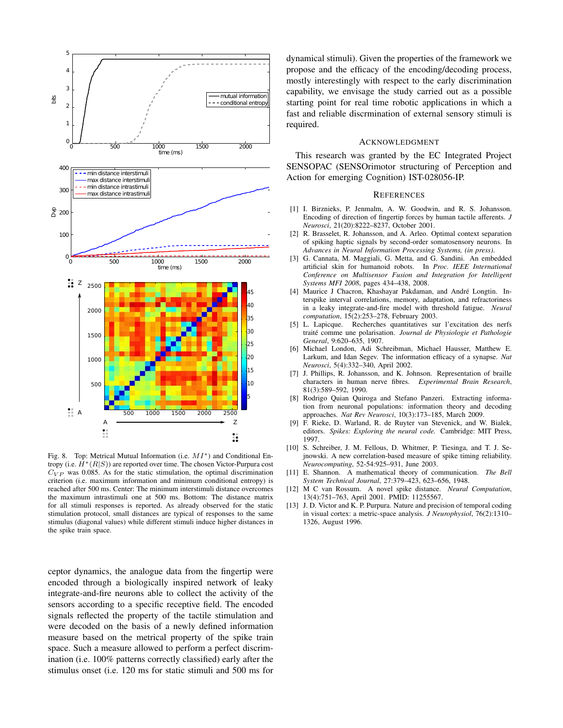5
4
3
bits
2
1
0
0 500 1000 1500 2000
time (ms)
mutual information
conditional entropy

400
300
Dvp 200
100
0
0 500 1000 1500 2000
time (ms)
min distance interstimuli
max distance interstimuli
min distance intrastimuli
max distance intrastimuli

Z 2500 2000 1500 1000 500 A
500 1000 1500 2000 2500
A Z
45 40 35 30 25 20 15 10 5

Fig. 8. Top: Metrical Mutual Information (i.e. $MI^*$) and Conditional Entropy (i.e. $H^*(R|S)$) are reported over time. The chosen Victor-Purpura cost $C_{VP}$ was 0.085. As for the static stimulation, the optimal discrimination criterion (i.e. maximum information and minimum conditional entropy) is reached after 500 ms. Center: The minimum interstimuli distance overcomes the maximum intrastimuli one at 500 ms. Bottom: The distance matrix for all stimuli responses is reported. As already observed for the static stimulation protocol, small distances are typical of responses to the same stimulus (diagonal values) while different stimuli induce higher distances in the spike train space.

ceptor dynamics, the analogue data from the fingertip were encoded through a biologically inspired network of leaky integrate-and-fire neurons able to collect the activity of the sensors according to a specific receptive field. The encoded signals reflected the property of the tactile stimulation and were decoded on the basis of a newly defined information measure based on the metrical property of the spike train space. Such a measure allowed to perform a perfect discrimination (i.e. 100% patterns correctly classified) early after the stimulus onset (i.e. 120 ms for static stimuli and 500 ms for dynamical stimuli). Given the properties of the framework we propose and the efficacy of the encoding/decoding process, mostly interestingly with respect to the early discrimination capability, we envisage the study carried out as a possible starting point for real time robotic applications in which a fast and reliable discrmination of external sensory stimuli is required.

## Acknowledgment

This research was granted by the EC Integrated Project SENSOPAC (SENSOrimotor structuring of Perception and Action for emerging Cognition) IST-028056-IP.

## References

[1] I. Birznieks, P. Jenmalm, A. W. Goodwin, and R. S. Johansson. Encoding of direction of fingertip forces by human tactile afferents. *J Neurosci*, 21(20):8222–8237, October 2001.

[2] R. Brasselet, R. Johansson, and A. Arleo. Optimal context separation of spiking haptic signals by second-order somatosensory neurons. In *Advances in Neural Information Processing Systems, (in press)*.

[3] G. Cannata, M. Maggiali, G. Metta, and G. Sandini. An embedded artificial skin for humanoid robots. In *Proc. IEEE International Conference on Multisensor Fusion and Integration for Intelligent Systems MFI 2008*, pages 434–438, 2008.

[4] Maurice J Chacron, Khashayar Pakdaman, and André Longtin. Interspike interval correlations, memory, adaptation, and refractoriness in a leaky integrate-and-fire model with threshold fatigue. *Neural computation*, 15(2):253–278, February 2003.

[5] L. Lapicque. Recherches quantitatives sur l'excitation des nerfs traité comme une polarisation. *Journal de Physiologie et Pathologie General*, 9:620–635, 1907.

[6] Michael London, Adi Schreibman, Michael Hausser, Matthew E. Larkum, and Idan Segev. The information efficacy of a synapse. *Nat Neurosci*, 5(4):332–340, April 2002.

[7] J. Phillips, R. Johansson, and K. Johnson. Representation of braille characters in human nerve fibres. *Experimental Brain Research*, 81(3):589–592, 1990.

[8] Rodrigo Quian Quiroga and Stefano Panzeri. Extracting information from neuronal populations: information theory and decoding approaches. *Nat Rev Neurosci*, 10(3):173–185, March 2009.

[9] F. Rieke, D. Warland, R. de Ruyter van Stevenick, and W. Bialek, editors. *Spikes: Exploring the neural code.* Cambridge: MIT Press, 1997.

[10] S. Schreiber, J. M. Fellous, D. Whitmer, P. Tiesinga, and T. J. Sejnowski. A new correlation-based measure of spike timing reliability. *Neurocomputing*, 52-54:925–931, June 2003.

[11] E. Shannon. A mathematical theory of communication. *The Bell System Technical Journal*, 27:379–423, 623–656, 1948.

[12] M C van Rossum. A novel spike distance. *Neural Computation*, 13(4):751–763, April 2001. PMID: 11255567.

[13] J. D. Victor and K. P. Purpura. Nature and precision of temporal coding in visual cortex: a metric-space analysis. *J Neurophysiol*, 76(2):1310–1326, August 1996.